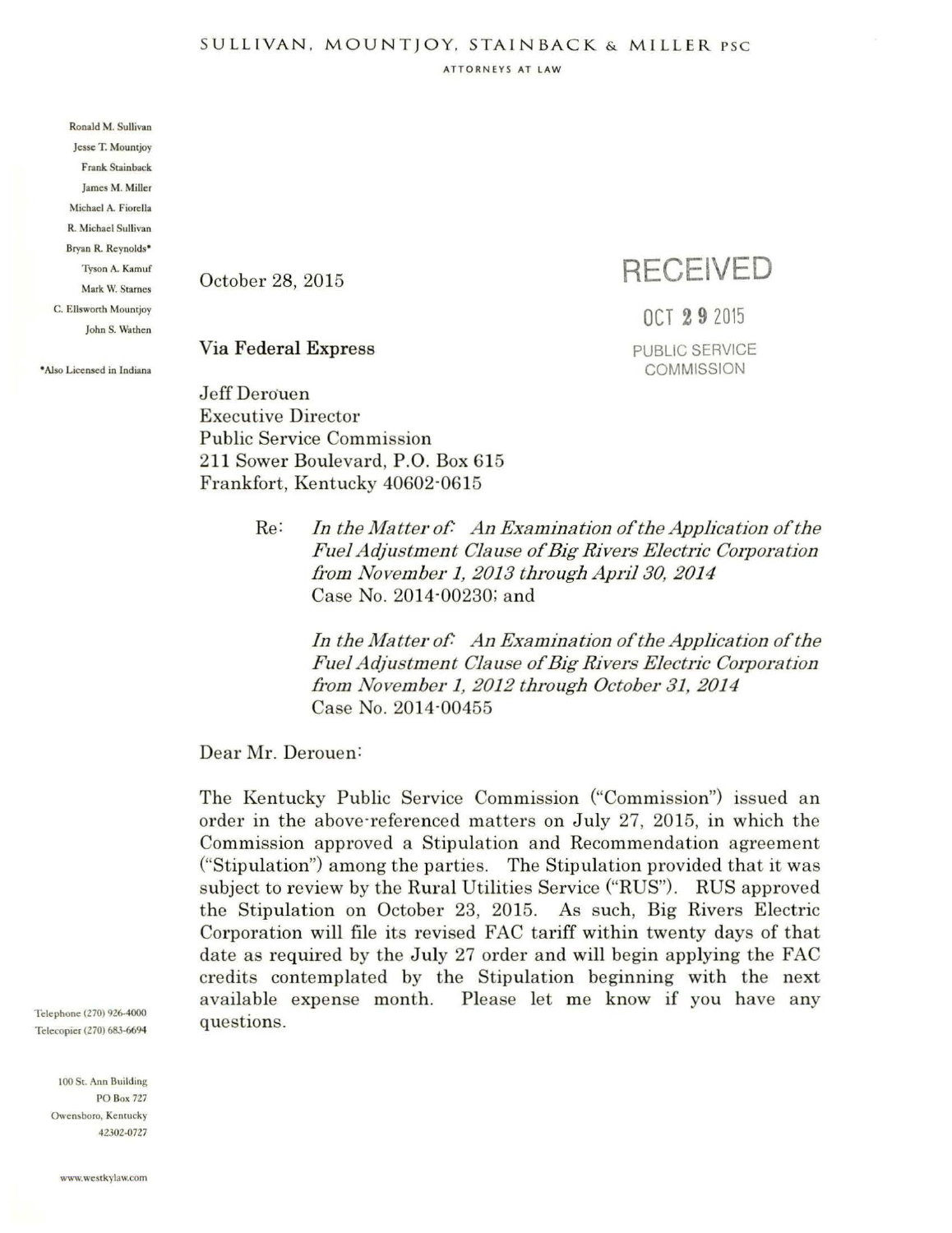SULLIVAN, MOUNTJOY, STAINBACK & MILLER PSC

ATTORNEYS AT LAW

Ronald M. Sullivan
Jesse T. Mountjoy
Frank Stainback
James M. Miller
Michael A. Fiorella
R. Michael Sullivan
Bryan R. Reynolds*
Tyson A. Kamuf
Mark W. Starnes
C. Ellsworth Mountjoy
John S. Wathen

*Also Licensed in Indiana

October 28, 2015

RECEIVED

OCT 29 2015

PUBLIC SERVICE COMMISSION

**Via Federal Express**

Jeff Derouen
Executive Director
Public Service Commission
211 Sower Boulevard, P.O. Box 615
Frankfort, Kentucky 40602-0615

Re: *In the Matter of: An Examination of the Application of the Fuel Adjustment Clause of Big Rivers Electric Corporation from November 1, 2013 through April 30, 2014*
Case No. 2014-00230; and

*In the Matter of: An Examination of the Application of the Fuel Adjustment Clause of Big Rivers Electric Corporation from November 1, 2012 through October 31, 2014*
Case No. 2014-00455

Dear Mr. Derouen:

The Kentucky Public Service Commission ("Commission") issued an order in the above-referenced matters on July 27, 2015, in which the Commission approved a Stipulation and Recommendation agreement ("Stipulation") among the parties. The Stipulation provided that it was subject to review by the Rural Utilities Service ("RUS"). RUS approved the Stipulation on October 23, 2015. As such, Big Rivers Electric Corporation will file its revised FAC tariff within twenty days of that date as required by the July 27 order and will begin applying the FAC credits contemplated by the Stipulation beginning with the next available expense month. Please let me know if you have any questions.

Telephone (270) 926-4000
Telecopier (270) 683-6694

100 St. Ann Building
PO Box 727
Owensboro, Kentucky
42302-0727

www.westkylaw.com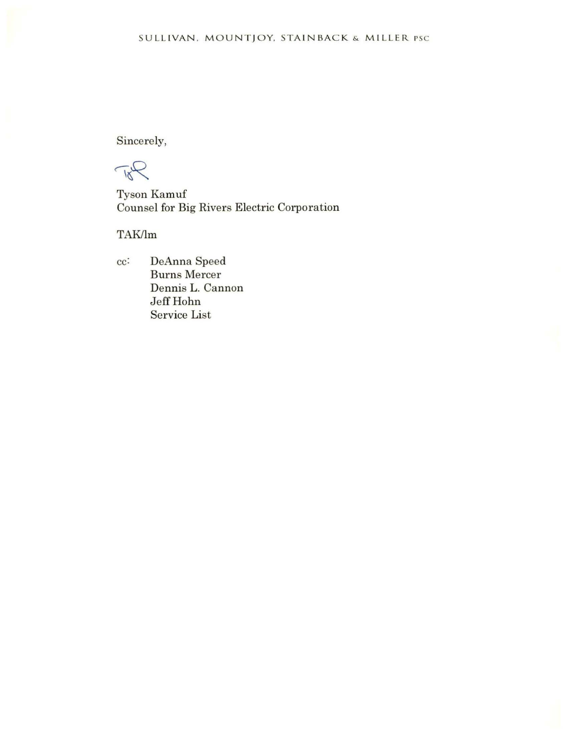Sincerely,

Tyson Kamuf
Counsel for Big Rivers Electric Corporation

TAK/lm

cc: DeAnna Speed
Burns Mercer
Dennis L. Cannon
Jeff Hohn
Service List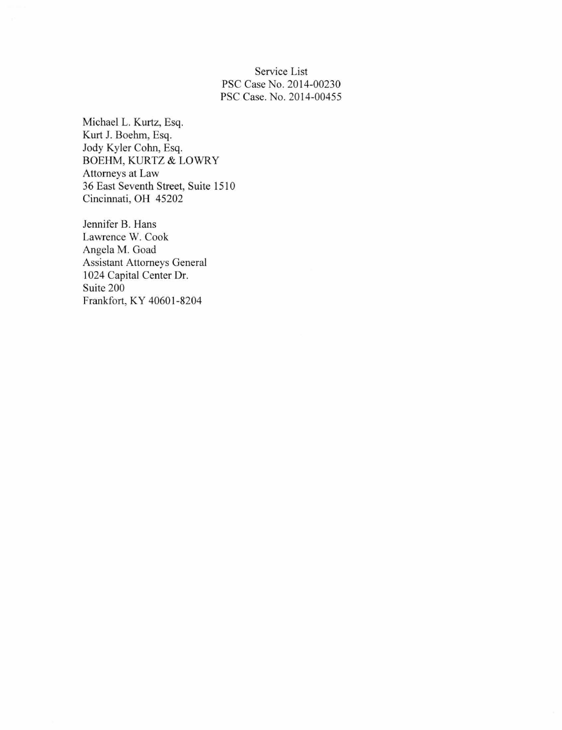Service List
PSC Case No. 2014-00230
PSC Case. No. 2014-00455

Michael L. Kurtz, Esq.
Kurt J. Boehm, Esq.
Jody Kyler Cohn, Esq.
BOEHM, KURTZ & LOWRY
Attorneys at Law
36 East Seventh Street, Suite 1510
Cincinnati, OH 45202

Jennifer B. Hans
Lawrence W. Cook
Angela M. Goad
Assistant Attorneys General
1024 Capital Center Dr.
Suite 200
Frankfort, KY 40601-8204